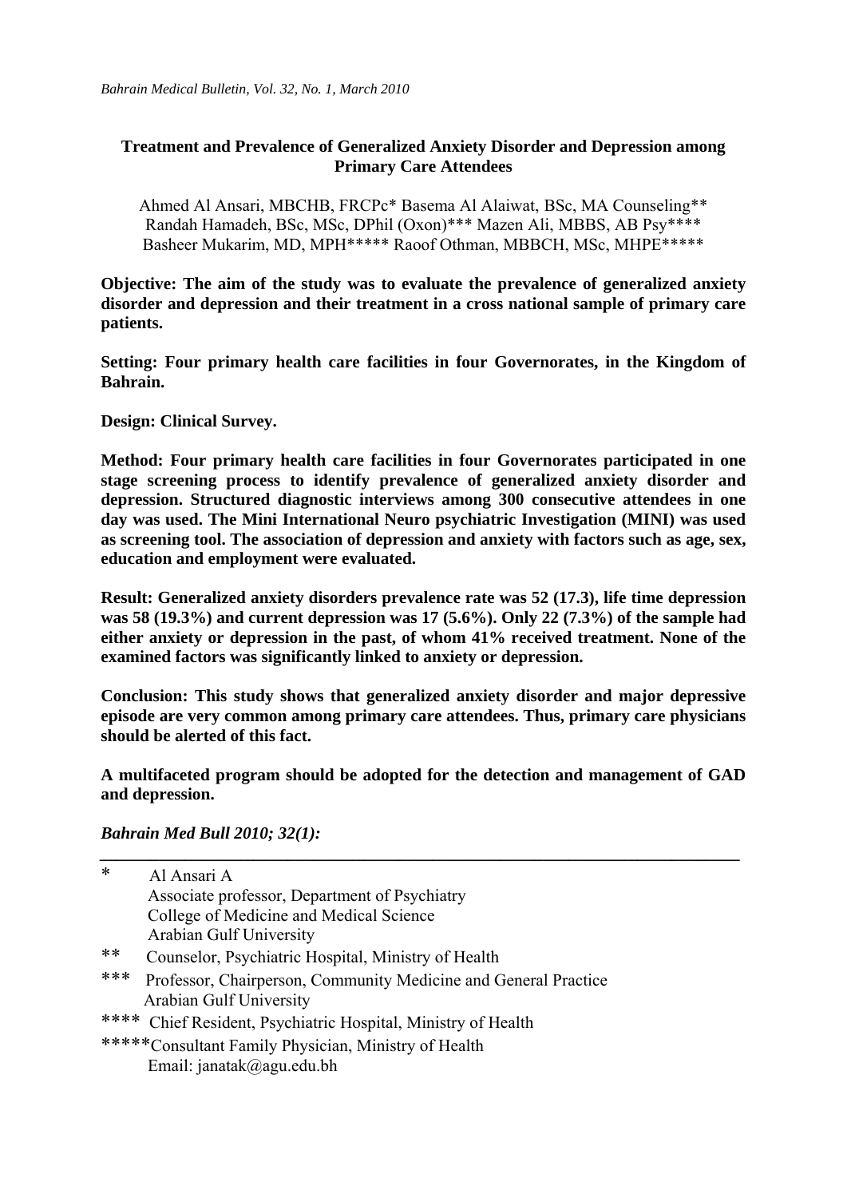# Treatment and Prevalence of Generalized Anxiety Disorder and Depression among Primary Care Attendees

Ahmed Al Ansari, MBCHB, FRCPc* Basema Al Alaiwat, BSc, MA Counseling**
Randah Hamadeh, BSc, MSc, DPhil (Oxon)*** Mazen Ali, MBBS, AB Psy****
Basheer Mukarim, MD, MPH***** Raoof Othman, MBBCH, MSc, MHPE*****

**Objective: The aim of the study was to evaluate the prevalence of generalized anxiety disorder and depression and their treatment in a cross national sample of primary care patients.**

**Setting: Four primary health care facilities in four Governorates, in the Kingdom of Bahrain.**

**Design: Clinical Survey.**

**Method: Four primary health care facilities in four Governorates participated in one stage screening process to identify prevalence of generalized anxiety disorder and depression. Structured diagnostic interviews among 300 consecutive attendees in one day was used. The Mini International Neuro psychiatric Investigation (MINI) was used as screening tool. The association of depression and anxiety with factors such as age, sex, education and employment were evaluated.**

**Result: Generalized anxiety disorders prevalence rate was 52 (17.3), life time depression was 58 (19.3%) and current depression was 17 (5.6%). Only 22 (7.3%) of the sample had either anxiety or depression in the past, of whom 41% received treatment. None of the examined factors was significantly linked to anxiety or depression.**

**Conclusion: This study shows that generalized anxiety disorder and major depressive episode are very common among primary care attendees. Thus, primary care physicians should be alerted of this fact.**

**A multifaceted program should be adopted for the detection and management of GAD and depression.**

***Bahrain Med Bull 2010; 32(1):***

---

\* Al Ansari A
Associate professor, Department of Psychiatry
College of Medicine and Medical Science
Arabian Gulf University

** Counselor, Psychiatric Hospital, Ministry of Health

*** Professor, Chairperson, Community Medicine and General Practice
Arabian Gulf University

**** Chief Resident, Psychiatric Hospital, Ministry of Health

*****Consultant Family Physician, Ministry of Health
Email: janatak@agu.edu.bh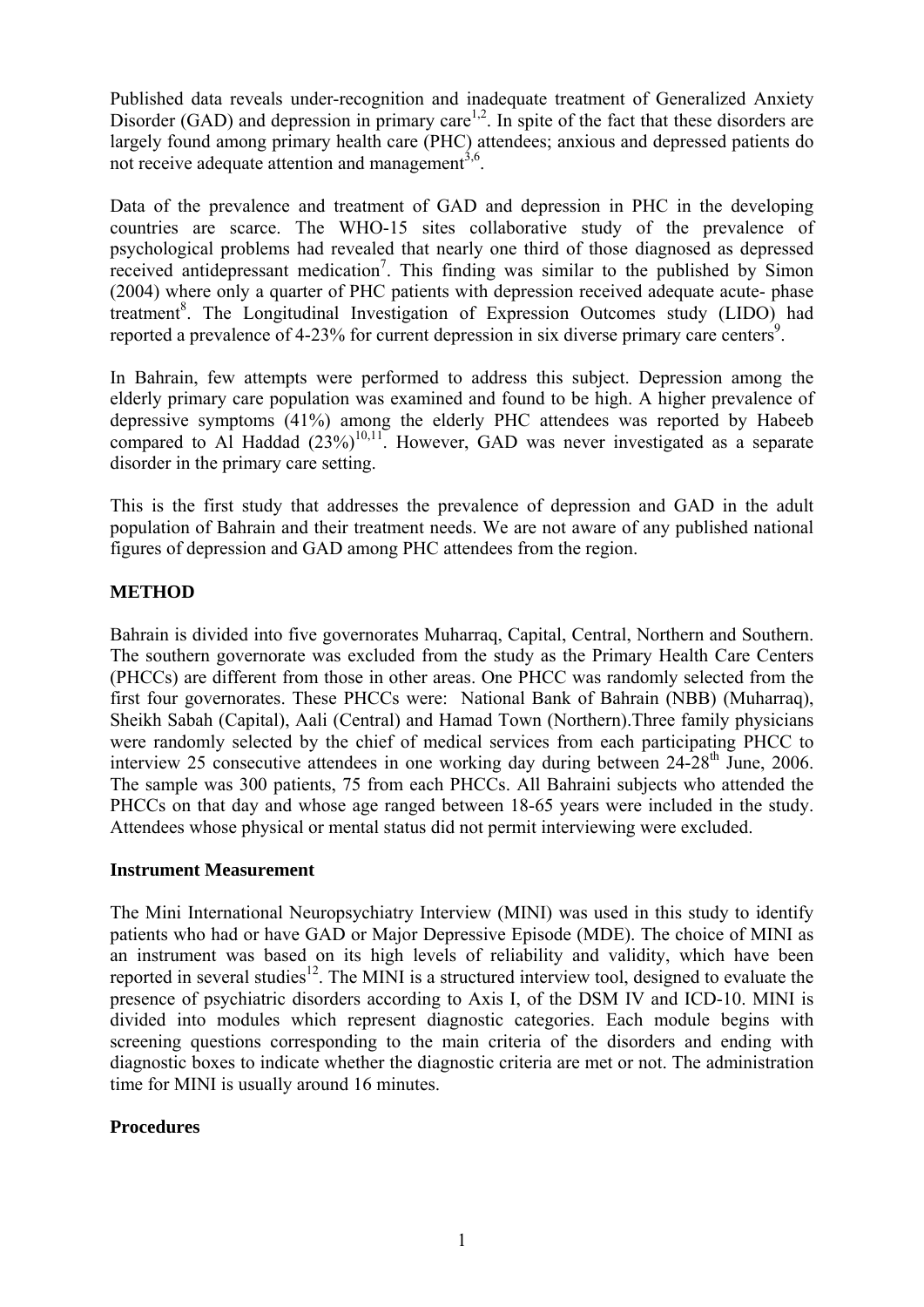Published data reveals under-recognition and inadequate treatment of Generalized Anxiety Disorder (GAD) and depression in primary care[1,2]. In spite of the fact that these disorders are largely found among primary health care (PHC) attendees; anxious and depressed patients do not receive adequate attention and management[3,6].

Data of the prevalence and treatment of GAD and depression in PHC in the developing countries are scarce. The WHO-15 sites collaborative study of the prevalence of psychological problems had revealed that nearly one third of those diagnosed as depressed received antidepressant medication[7]. This finding was similar to the published by Simon (2004) where only a quarter of PHC patients with depression received adequate acute- phase treatment[8]. The Longitudinal Investigation of Expression Outcomes study (LIDO) had reported a prevalence of 4-23% for current depression in six diverse primary care centers[9].

In Bahrain, few attempts were performed to address this subject. Depression among the elderly primary care population was examined and found to be high. A higher prevalence of depressive symptoms (41%) among the elderly PHC attendees was reported by Habeeb compared to Al Haddad (23%)[10,11]. However, GAD was never investigated as a separate disorder in the primary care setting.

This is the first study that addresses the prevalence of depression and GAD in the adult population of Bahrain and their treatment needs. We are not aware of any published national figures of depression and GAD among PHC attendees from the region.

## METHOD

Bahrain is divided into five governorates Muharraq, Capital, Central, Northern and Southern. The southern governorate was excluded from the study as the Primary Health Care Centers (PHCCs) are different from those in other areas. One PHCC was randomly selected from the first four governorates. These PHCCs were: National Bank of Bahrain (NBB) (Muharraq), Sheikh Sabah (Capital), Aali (Central) and Hamad Town (Northern).Three family physicians were randomly selected by the chief of medical services from each participating PHCC to interview 25 consecutive attendees in one working day during between 24-28[th] June, 2006. The sample was 300 patients, 75 from each PHCCs. All Bahraini subjects who attended the PHCCs on that day and whose age ranged between 18-65 years were included in the study. Attendees whose physical or mental status did not permit interviewing were excluded.

### Instrument Measurement

The Mini International Neuropsychiatry Interview (MINI) was used in this study to identify patients who had or have GAD or Major Depressive Episode (MDE). The choice of MINI as an instrument was based on its high levels of reliability and validity, which have been reported in several studies[12]. The MINI is a structured interview tool, designed to evaluate the presence of psychiatric disorders according to Axis I, of the DSM IV and ICD-10. MINI is divided into modules which represent diagnostic categories. Each module begins with screening questions corresponding to the main criteria of the disorders and ending with diagnostic boxes to indicate whether the diagnostic criteria are met or not. The administration time for MINI is usually around 16 minutes.

### Procedures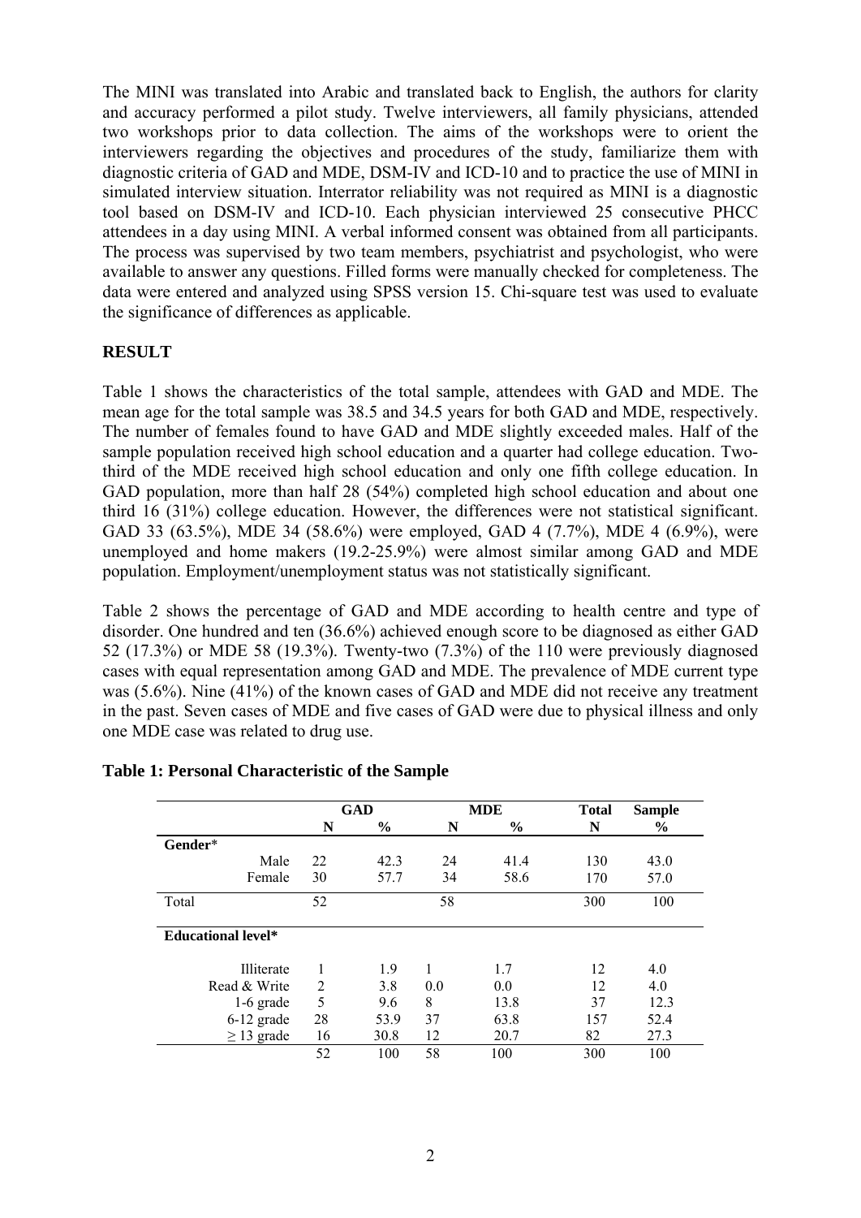The MINI was translated into Arabic and translated back to English, the authors for clarity and accuracy performed a pilot study. Twelve interviewers, all family physicians, attended two workshops prior to data collection. The aims of the workshops were to orient the interviewers regarding the objectives and procedures of the study, familiarize them with diagnostic criteria of GAD and MDE, DSM-IV and ICD-10 and to practice the use of MINI in simulated interview situation. Interrator reliability was not required as MINI is a diagnostic tool based on DSM-IV and ICD-10. Each physician interviewed 25 consecutive PHCC attendees in a day using MINI. A verbal informed consent was obtained from all participants. The process was supervised by two team members, psychiatrist and psychologist, who were available to answer any questions. Filled forms were manually checked for completeness. The data were entered and analyzed using SPSS version 15. Chi-square test was used to evaluate the significance of differences as applicable.

## RESULT

Table 1 shows the characteristics of the total sample, attendees with GAD and MDE. The mean age for the total sample was 38.5 and 34.5 years for both GAD and MDE, respectively. The number of females found to have GAD and MDE slightly exceeded males. Half of the sample population received high school education and a quarter had college education. Two-third of the MDE received high school education and only one fifth college education. In GAD population, more than half 28 (54%) completed high school education and about one third 16 (31%) college education. However, the differences were not statistical significant. GAD 33 (63.5%), MDE 34 (58.6%) were employed, GAD 4 (7.7%), MDE 4 (6.9%), were unemployed and home makers (19.2-25.9%) were almost similar among GAD and MDE population. Employment/unemployment status was not statistically significant.

Table 2 shows the percentage of GAD and MDE according to health centre and type of disorder. One hundred and ten (36.6%) achieved enough score to be diagnosed as either GAD 52 (17.3%) or MDE 58 (19.3%). Twenty-two (7.3%) of the 110 were previously diagnosed cases with equal representation among GAD and MDE. The prevalence of MDE current type was (5.6%). Nine (41%) of the known cases of GAD and MDE did not receive any treatment in the past. Seven cases of MDE and five cases of GAD were due to physical illness and only one MDE case was related to drug use.

**Table 1: Personal Characteristic of the Sample**

| | GAD | | MDE | | Total | Sample |
|---|---|---|---|---|---|---|
| | N | % | N | % | N | % |
| **Gender*** | | | | | | |
| Male | 22 | 42.3 | 24 | 41.4 | 130 | 43.0 |
| Female | 30 | 57.7 | 34 | 58.6 | 170 | 57.0 |
| Total | 52 | | 58 | | 300 | 100 |
| **Educational level*** | | | | | | |
| Illiterate | 1 | 1.9 | 1 | 1.7 | 12 | 4.0 |
| Read & Write | 2 | 3.8 | 0.0 | 0.0 | 12 | 4.0 |
| 1-6 grade | 5 | 9.6 | 8 | 13.8 | 37 | 12.3 |
| 6-12 grade | 28 | 53.9 | 37 | 63.8 | 157 | 52.4 |
| ≥ 13 grade | 16 | 30.8 | 12 | 20.7 | 82 | 27.3 |
| | 52 | 100 | 58 | 100 | 300 | 100 |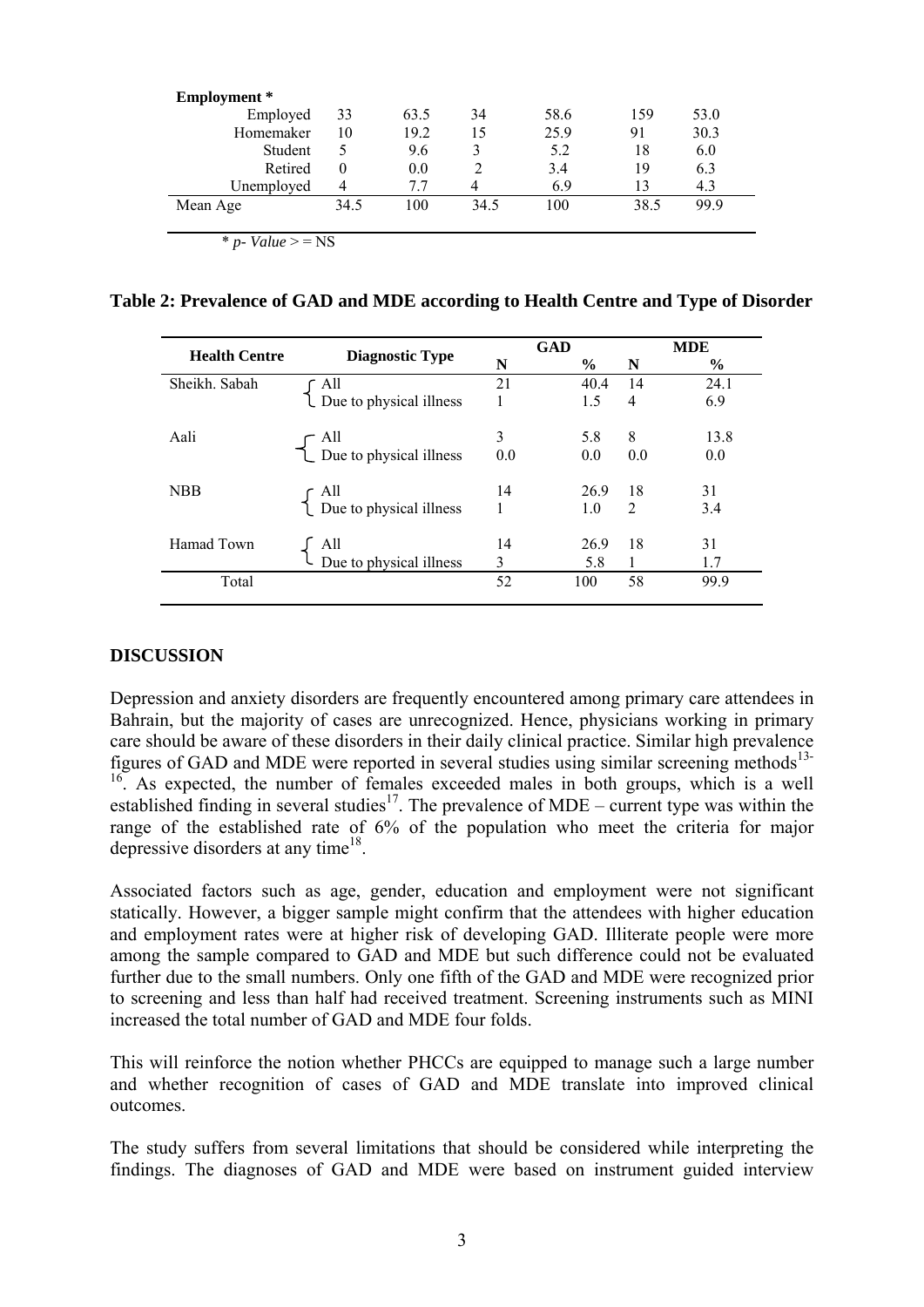| **Employment** * | | | | | | |
|---|---|---|---|---|---|---|
| Employed | 33 | 63.5 | 34 | 58.6 | 159 | 53.0 |
| Homemaker | 10 | 19.2 | 15 | 25.9 | 91 | 30.3 |
| Student | 5 | 9.6 | 3 | 5.2 | 18 | 6.0 |
| Retired | 0 | 0.0 | 2 | 3.4 | 19 | 6.3 |
| Unemployed | 4 | 7.7 | 4 | 6.9 | 13 | 4.3 |
| Mean Age | 34.5 | 100 | 34.5 | 100 | 38.5 | 99.9 |

\* *p- Value* > = NS

**Table 2: Prevalence of GAD and MDE according to Health Centre and Type of Disorder**

| Health Centre | Diagnostic Type | GAD | | MDE | |
|---|---|---|---|---|---|
| | | N | % | N | % |
| Sheikh. Sabah | All | 21 | 40.4 | 14 | 24.1 |
| | Due to physical illness | 1 | 1.5 | 4 | 6.9 |
| Aali | All | 3 | 5.8 | 8 | 13.8 |
| | Due to physical illness | 0.0 | 0.0 | 0.0 | 0.0 |
| NBB | All | 14 | 26.9 | 18 | 31 |
| | Due to physical illness | 1 | 1.0 | 2 | 3.4 |
| Hamad Town | All | 14 | 26.9 | 18 | 31 |
| | Due to physical illness | 3 | 5.8 | 1 | 1.7 |
| Total | | 52 | 100 | 58 | 99.9 |

## DISCUSSION

Depression and anxiety disorders are frequently encountered among primary care attendees in Bahrain, but the majority of cases are unrecognized. Hence, physicians working in primary care should be aware of these disorders in their daily clinical practice. Similar high prevalence figures of GAD and MDE were reported in several studies using similar screening methods[13-16]. As expected, the number of females exceeded males in both groups, which is a well established finding in several studies[17]. The prevalence of MDE – current type was within the range of the established rate of 6% of the population who meet the criteria for major depressive disorders at any time[18].

Associated factors such as age, gender, education and employment were not significant statically. However, a bigger sample might confirm that the attendees with higher education and employment rates were at higher risk of developing GAD. Illiterate people were more among the sample compared to GAD and MDE but such difference could not be evaluated further due to the small numbers. Only one fifth of the GAD and MDE were recognized prior to screening and less than half had received treatment. Screening instruments such as MINI increased the total number of GAD and MDE four folds.

This will reinforce the notion whether PHCCs are equipped to manage such a large number and whether recognition of cases of GAD and MDE translate into improved clinical outcomes.

The study suffers from several limitations that should be considered while interpreting the findings. The diagnoses of GAD and MDE were based on instrument guided interview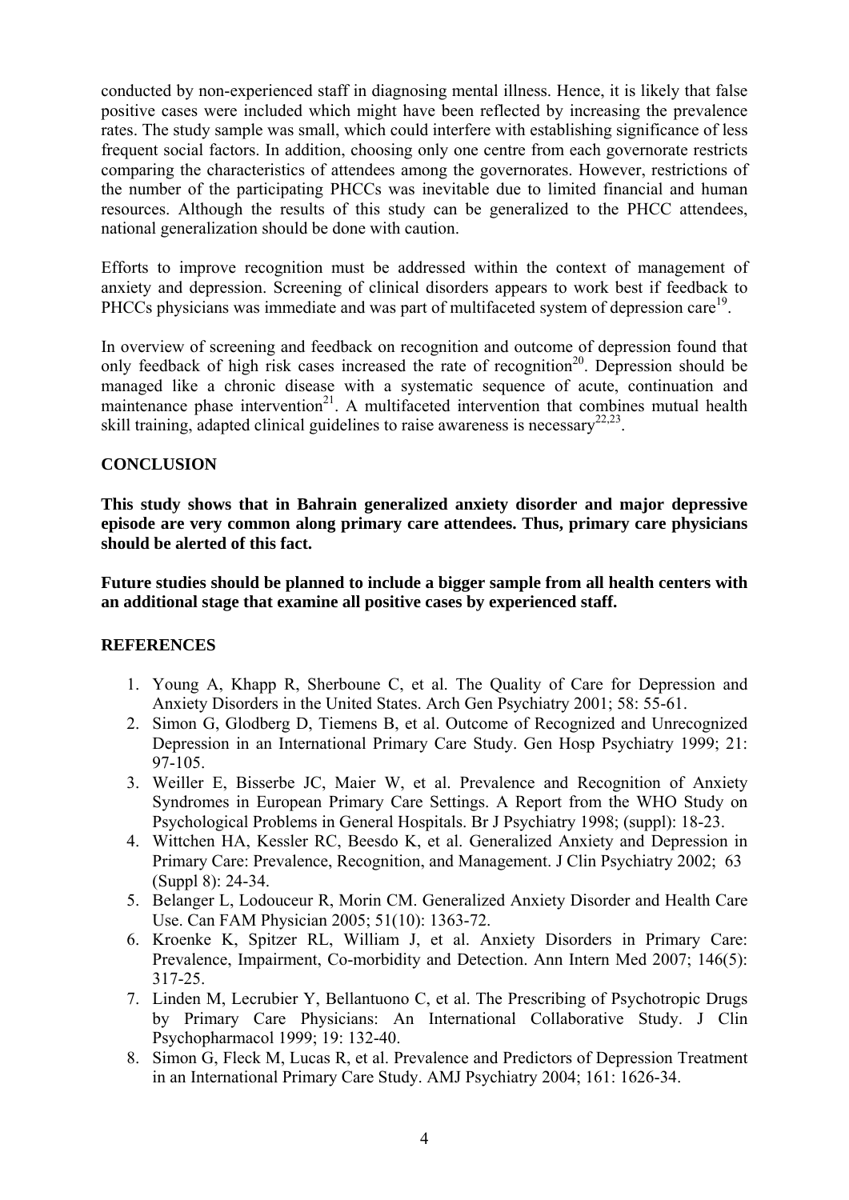conducted by non-experienced staff in diagnosing mental illness. Hence, it is likely that false positive cases were included which might have been reflected by increasing the prevalence rates. The study sample was small, which could interfere with establishing significance of less frequent social factors. In addition, choosing only one centre from each governorate restricts comparing the characteristics of attendees among the governorates. However, restrictions of the number of the participating PHCCs was inevitable due to limited financial and human resources. Although the results of this study can be generalized to the PHCC attendees, national generalization should be done with caution.

Efforts to improve recognition must be addressed within the context of management of anxiety and depression. Screening of clinical disorders appears to work best if feedback to PHCCs physicians was immediate and was part of multifaceted system of depression care[19].

In overview of screening and feedback on recognition and outcome of depression found that only feedback of high risk cases increased the rate of recognition[20]. Depression should be managed like a chronic disease with a systematic sequence of acute, continuation and maintenance phase intervention[21]. A multifaceted intervention that combines mutual health skill training, adapted clinical guidelines to raise awareness is necessary[22,23].

## CONCLUSION

**This study shows that in Bahrain generalized anxiety disorder and major depressive episode are very common along primary care attendees. Thus, primary care physicians should be alerted of this fact.**

**Future studies should be planned to include a bigger sample from all health centers with an additional stage that examine all positive cases by experienced staff.**

## REFERENCES

1. Young A, Khapp R, Sherboune C, et al. The Quality of Care for Depression and Anxiety Disorders in the United States. Arch Gen Psychiatry 2001; 58: 55-61.
2. Simon G, Glodberg D, Tiemens B, et al. Outcome of Recognized and Unrecognized Depression in an International Primary Care Study. Gen Hosp Psychiatry 1999; 21: 97-105.
3. Weiller E, Bisserbe JC, Maier W, et al. Prevalence and Recognition of Anxiety Syndromes in European Primary Care Settings. A Report from the WHO Study on Psychological Problems in General Hospitals. Br J Psychiatry 1998; (suppl): 18-23.
4. Wittchen HA, Kessler RC, Beesdo K, et al. Generalized Anxiety and Depression in Primary Care: Prevalence, Recognition, and Management. J Clin Psychiatry 2002; 63 (Suppl 8): 24-34.
5. Belanger L, Lodouceur R, Morin CM. Generalized Anxiety Disorder and Health Care Use. Can FAM Physician 2005; 51(10): 1363-72.
6. Kroenke K, Spitzer RL, William J, et al. Anxiety Disorders in Primary Care: Prevalence, Impairment, Co-morbidity and Detection. Ann Intern Med 2007; 146(5): 317-25.
7. Linden M, Lecrubier Y, Bellantuono C, et al. The Prescribing of Psychotropic Drugs by Primary Care Physicians: An International Collaborative Study. J Clin Psychopharmacol 1999; 19: 132-40.
8. Simon G, Fleck M, Lucas R, et al. Prevalence and Predictors of Depression Treatment in an International Primary Care Study. AMJ Psychiatry 2004; 161: 1626-34.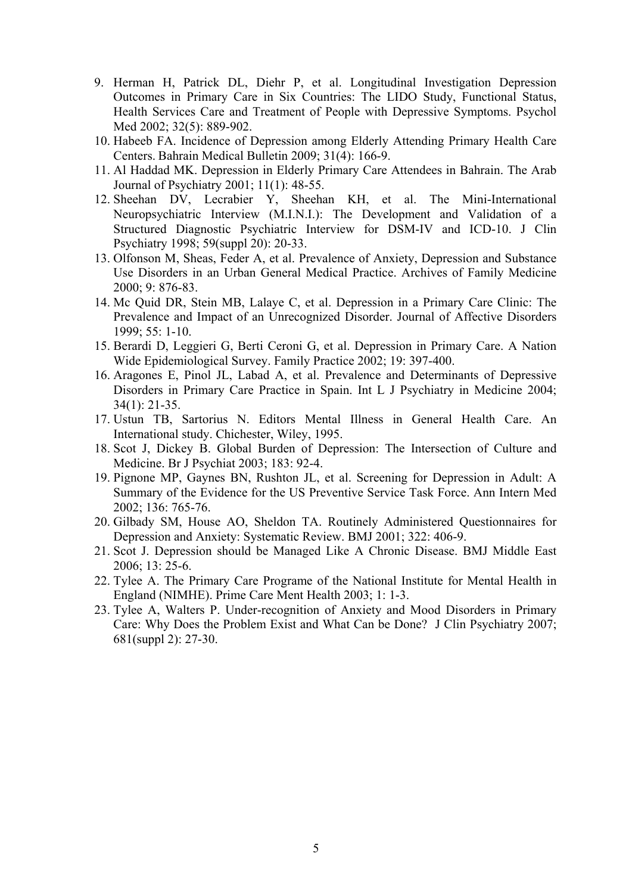9. Herman H, Patrick DL, Diehr P, et al. Longitudinal Investigation Depression Outcomes in Primary Care in Six Countries: The LIDO Study, Functional Status, Health Services Care and Treatment of People with Depressive Symptoms. Psychol Med 2002; 32(5): 889-902.
10. Habeeb FA. Incidence of Depression among Elderly Attending Primary Health Care Centers. Bahrain Medical Bulletin 2009; 31(4): 166-9.
11. Al Haddad MK. Depression in Elderly Primary Care Attendees in Bahrain. The Arab Journal of Psychiatry 2001; 11(1): 48-55.
12. Sheehan DV, Lecrabier Y, Sheehan KH, et al. The Mini-International Neuropsychiatric Interview (M.I.N.I.): The Development and Validation of a Structured Diagnostic Psychiatric Interview for DSM-IV and ICD-10. J Clin Psychiatry 1998; 59(suppl 20): 20-33.
13. Olfonson M, Sheas, Feder A, et al. Prevalence of Anxiety, Depression and Substance Use Disorders in an Urban General Medical Practice. Archives of Family Medicine 2000; 9: 876-83.
14. Mc Quid DR, Stein MB, Lalaye C, et al. Depression in a Primary Care Clinic: The Prevalence and Impact of an Unrecognized Disorder. Journal of Affective Disorders 1999; 55: 1-10.
15. Berardi D, Leggieri G, Berti Ceroni G, et al. Depression in Primary Care. A Nation Wide Epidemiological Survey. Family Practice 2002; 19: 397-400.
16. Aragones E, Pinol JL, Labad A, et al. Prevalence and Determinants of Depressive Disorders in Primary Care Practice in Spain. Int L J Psychiatry in Medicine 2004; 34(1): 21-35.
17. Ustun TB, Sartorius N. Editors Mental Illness in General Health Care. An International study. Chichester, Wiley, 1995.
18. Scot J, Dickey B. Global Burden of Depression: The Intersection of Culture and Medicine. Br J Psychiat 2003; 183: 92-4.
19. Pignone MP, Gaynes BN, Rushton JL, et al. Screening for Depression in Adult: A Summary of the Evidence for the US Preventive Service Task Force. Ann Intern Med 2002; 136: 765-76.
20. Gilbady SM, House AO, Sheldon TA. Routinely Administered Questionnaires for Depression and Anxiety: Systematic Review. BMJ 2001; 322: 406-9.
21. Scot J. Depression should be Managed Like A Chronic Disease. BMJ Middle East 2006; 13: 25-6.
22. Tylee A. The Primary Care Programe of the National Institute for Mental Health in England (NIMHE). Prime Care Ment Health 2003; 1: 1-3.
23. Tylee A, Walters P. Under-recognition of Anxiety and Mood Disorders in Primary Care: Why Does the Problem Exist and What Can be Done? J Clin Psychiatry 2007; 681(suppl 2): 27-30.